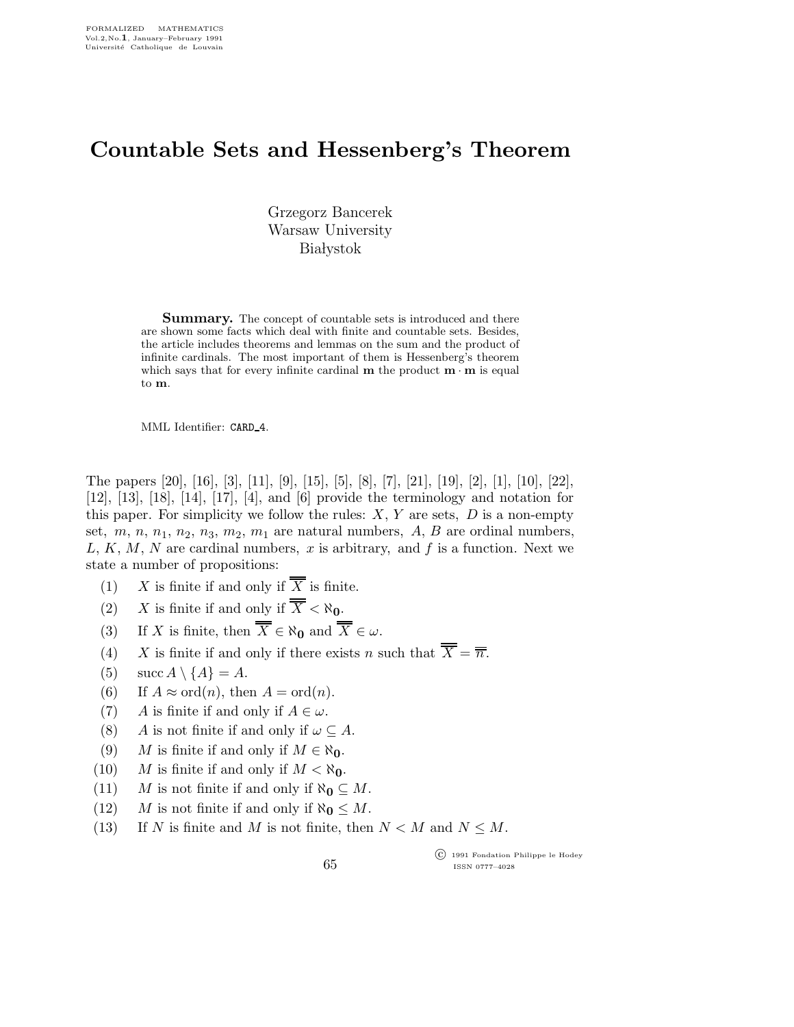# Countable Sets and Hessenberg's Theorem

Grzegorz Bancerek
Warsaw University
Białystok

**Summary.** The concept of countable sets is introduced and there are shown some facts which deal with finite and countable sets. Besides, the article includes theorems and lemmas on the sum and the product of infinite cardinals. The most important of them is Hessenberg's theorem which says that for every infinite cardinal $\mathbf{m}$ the product $\mathbf{m} \cdot \mathbf{m}$ is equal to $\mathbf{m}$.

MML Identifier: CARD_4.

The papers [20], [16], [3], [11], [9], [15], [5], [8], [7], [21], [19], [2], [1], [10], [22], [12], [13], [18], [14], [17], [4], and [6] provide the terminology and notation for this paper. For simplicity we follow the rules: $X$, $Y$ are sets, $D$ is a non-empty set, $m$, $n$, $n_1$, $n_2$, $n_3$, $m_2$, $m_1$ are natural numbers, $A$, $B$ are ordinal numbers, $L$, $K$, $M$, $N$ are cardinal numbers, $x$ is arbitrary, and $f$ is a function. Next we state a number of propositions:

(1) $X$ is finite if and only if $\overline{\overline{X}}$ is finite.

(2) $X$ is finite if and only if $\overline{\overline{X}} < \aleph_{\mathbf{0}}$.

(3) If $X$ is finite, then $\overline{\overline{X}} \in \aleph_{\mathbf{0}}$ and $\overline{\overline{X}} \in \omega$.

(4) $X$ is finite if and only if there exists $n$ such that $\overline{\overline{X}} = \overline{\overline{n}}$.

(5) $\operatorname{succ} A \setminus \{A\} = A$.

(6) If $A \approx \operatorname{ord}(n)$, then $A = \operatorname{ord}(n)$.

(7) $A$ is finite if and only if $A \in \omega$.

(8) $A$ is not finite if and only if $\omega \subseteq A$.

(9) $M$ is finite if and only if $M \in \aleph_{\mathbf{0}}$.

(10) $M$ is finite if and only if $M < \aleph_{\mathbf{0}}$.

(11) $M$ is not finite if and only if $\aleph_{\mathbf{0}} \subseteq M$.

(12) $M$ is not finite if and only if $\aleph_{\mathbf{0}} \leq M$.

(13) If $N$ is finite and $M$ is not finite, then $N < M$ and $N \leq M$.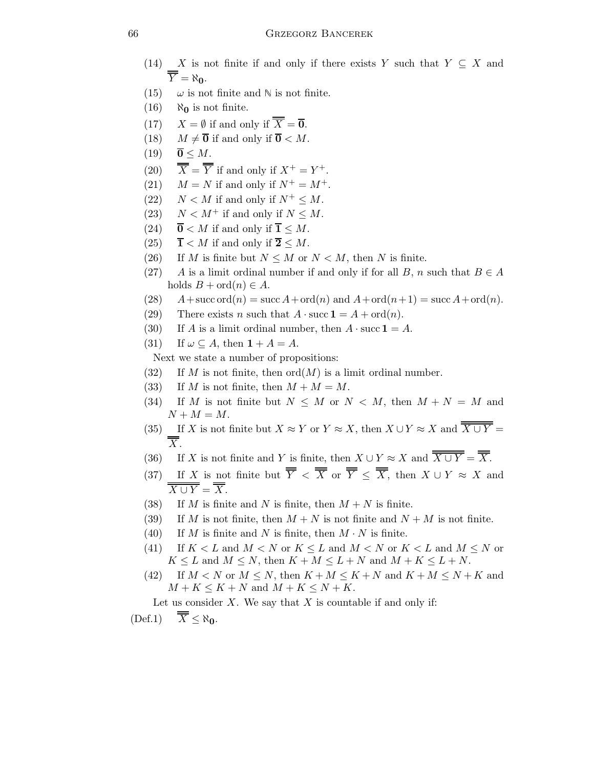(14) $X$ is not finite if and only if there exists $Y$ such that $Y \subseteq X$ and $\overline{\overline{Y}} = \aleph_{\mathbf{0}}$.

(15) $\omega$ is not finite and $\mathbb{N}$ is not finite.

(16) $\aleph_{\mathbf{0}}$ is not finite.

(17) $X = \emptyset$ if and only if $\overline{\overline{X}} = \overline{\mathbf{0}}$.

(18) $M \neq \overline{\mathbf{0}}$ if and only if $\overline{\mathbf{0}} < M$.

(19) $\overline{\mathbf{0}} \leq M$.

(20) $\overline{\overline{X}} = \overline{\overline{Y}}$ if and only if $X^+ = Y^+$.

(21) $M = N$ if and only if $N^+ = M^+$.

(22) $N < M$ if and only if $N^+ \leq M$.

(23) $N < M^+$ if and only if $N \leq M$.

(24) $\overline{\mathbf{0}} < M$ if and only if $\overline{\mathbf{1}} \leq M$.

(25) $\overline{\mathbf{1}} < M$ if and only if $\overline{\mathbf{2}} \leq M$.

(26) If $M$ is finite but $N \leq M$ or $N < M$, then $N$ is finite.

(27) $A$ is a limit ordinal number if and only if for all $B$, $n$ such that $B \in A$ holds $B + \mathrm{ord}(n) \in A$.

(28) $A + \mathrm{succ}\,\mathrm{ord}(n) = \mathrm{succ}\,A + \mathrm{ord}(n)$ and $A + \mathrm{ord}(n+1) = \mathrm{succ}\,A + \mathrm{ord}(n)$.

(29) There exists $n$ such that $A \cdot \mathrm{succ}\,\mathbf{1} = A + \mathrm{ord}(n)$.

(30) If $A$ is a limit ordinal number, then $A \cdot \mathrm{succ}\,\mathbf{1} = A$.

(31) If $\omega \subseteq A$, then $\mathbf{1} + A = A$.

Next we state a number of propositions:

(32) If $M$ is not finite, then $\mathrm{ord}(M)$ is a limit ordinal number.

(33) If $M$ is not finite, then $M + M = M$.

(34) If $M$ is not finite but $N \leq M$ or $N < M$, then $M + N = M$ and $N + M = M$.

(35) If $X$ is not finite but $X \approx Y$ or $Y \approx X$, then $X \cup Y \approx X$ and $\overline{\overline{X \cup Y}} = \overline{\overline{X}}$.

(36) If $X$ is not finite and $Y$ is finite, then $X \cup Y \approx X$ and $\overline{\overline{X \cup Y}} = \overline{\overline{X}}$.

(37) If $X$ is not finite but $\overline{\overline{Y}} < \overline{\overline{X}}$ or $\overline{\overline{Y}} \leq \overline{\overline{X}}$, then $X \cup Y \approx X$ and $\overline{\overline{X \cup Y}} = \overline{\overline{X}}$.

(38) If $M$ is finite and $N$ is finite, then $M + N$ is finite.

(39) If $M$ is not finite, then $M + N$ is not finite and $N + M$ is not finite.

(40) If $M$ is finite and $N$ is finite, then $M \cdot N$ is finite.

(41) If $K < L$ and $M < N$ or $K \leq L$ and $M < N$ or $K < L$ and $M \leq N$ or $K \leq L$ and $M \leq N$, then $K + M \leq L + N$ and $M + K \leq L + N$.

(42) If $M < N$ or $M \leq N$, then $K + M \leq K + N$ and $K + M \leq N + K$ and $M + K \leq K + N$ and $M + K \leq N + K$.

Let us consider $X$. We say that $X$ is countable if and only if:

(Def.1) $\overline{\overline{X}} \leq \aleph_{\mathbf{0}}$.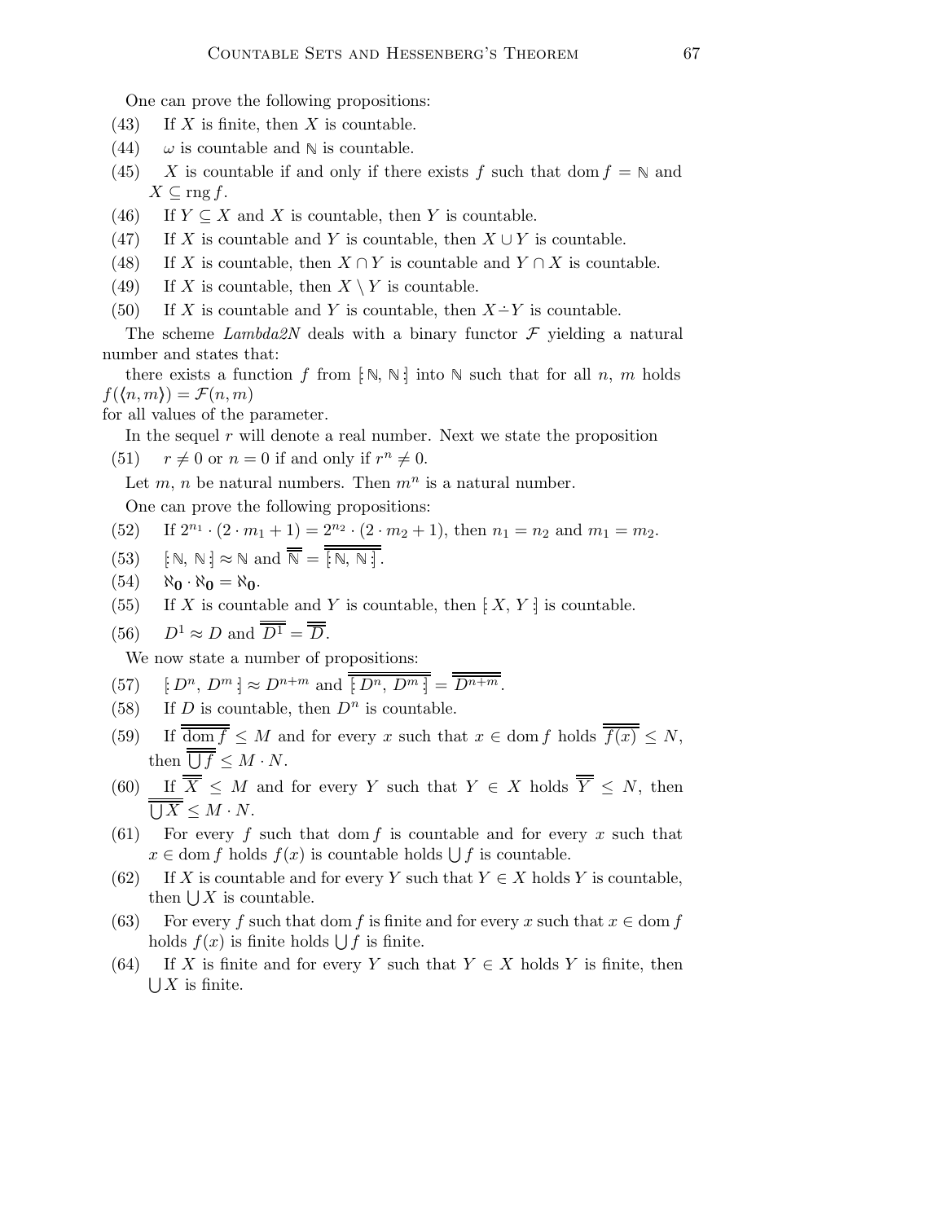One can prove the following propositions:

(43) If $X$ is finite, then $X$ is countable.

(44) $\omega$ is countable and $\mathbb{N}$ is countable.

(45) $X$ is countable if and only if there exists $f$ such that $\operatorname{dom} f = \mathbb{N}$ and $X \subseteq \operatorname{rng} f$.

(46) If $Y \subseteq X$ and $X$ is countable, then $Y$ is countable.

(47) If $X$ is countable and $Y$ is countable, then $X \cup Y$ is countable.

(48) If $X$ is countable, then $X \cap Y$ is countable and $Y \cap X$ is countable.

(49) If $X$ is countable, then $X \setminus Y$ is countable.

(50) If $X$ is countable and $Y$ is countable, then $X \dot{-} Y$ is countable.

The scheme *Lambda2N* deals with a binary functor $\mathcal{F}$ yielding a natural number and states that:

there exists a function $f$ from $[\!:\mathbb{N}, \mathbb{N}:\!]$ into $\mathbb{N}$ such that for all $n$, $m$ holds $f(\langle n, m \rangle) = \mathcal{F}(n, m)$

for all values of the parameter.

In the sequel $r$ will denote a real number. Next we state the proposition

(51) $r \neq 0$ or $n = 0$ if and only if $r^n \neq 0$.

Let $m$, $n$ be natural numbers. Then $m^n$ is a natural number.

One can prove the following propositions:

(52) If $2^{n_1} \cdot (2 \cdot m_1 + 1) = 2^{n_2} \cdot (2 \cdot m_2 + 1)$, then $n_1 = n_2$ and $m_1 = m_2$.

(53) $[\!:\mathbb{N}, \mathbb{N}:\!] \approx \mathbb{N}$ and $\overline{\overline{\mathbb{N}}} = \overline{\overline{[\!:\mathbb{N}, \mathbb{N}:\!]}}$.

(54) $\aleph_{\mathbf{0}} \cdot \aleph_{\mathbf{0}} = \aleph_{\mathbf{0}}$.

(55) If $X$ is countable and $Y$ is countable, then $[\!:X, Y:\!]$ is countable.

(56) $D^1 \approx D$ and $\overline{\overline{D^1}} = \overline{\overline{D}}$.

We now state a number of propositions:

(57) $[\!:D^n, D^m:\!] \approx D^{n+m}$ and $\overline{\overline{[\!:D^n, D^m:\!]}} = \overline{\overline{D^{n+m}}}$.

(58) If $D$ is countable, then $D^n$ is countable.

(59) If $\overline{\overline{\operatorname{dom} f}} \leq M$ and for every $x$ such that $x \in \operatorname{dom} f$ holds $\overline{\overline{f(x)}} \leq N$, then $\overline{\overline{\bigcup f}} \leq M \cdot N$.

(60) If $\overline{\overline{X}} \leq M$ and for every $Y$ such that $Y \in X$ holds $\overline{\overline{Y}} \leq N$, then $\overline{\overline{\bigcup X}} \leq M \cdot N$.

(61) For every $f$ such that $\operatorname{dom} f$ is countable and for every $x$ such that $x \in \operatorname{dom} f$ holds $f(x)$ is countable holds $\bigcup f$ is countable.

(62) If $X$ is countable and for every $Y$ such that $Y \in X$ holds $Y$ is countable, then $\bigcup X$ is countable.

(63) For every $f$ such that $\operatorname{dom} f$ is finite and for every $x$ such that $x \in \operatorname{dom} f$ holds $f(x)$ is finite holds $\bigcup f$ is finite.

(64) If $X$ is finite and for every $Y$ such that $Y \in X$ holds $Y$ is finite, then $\bigcup X$ is finite.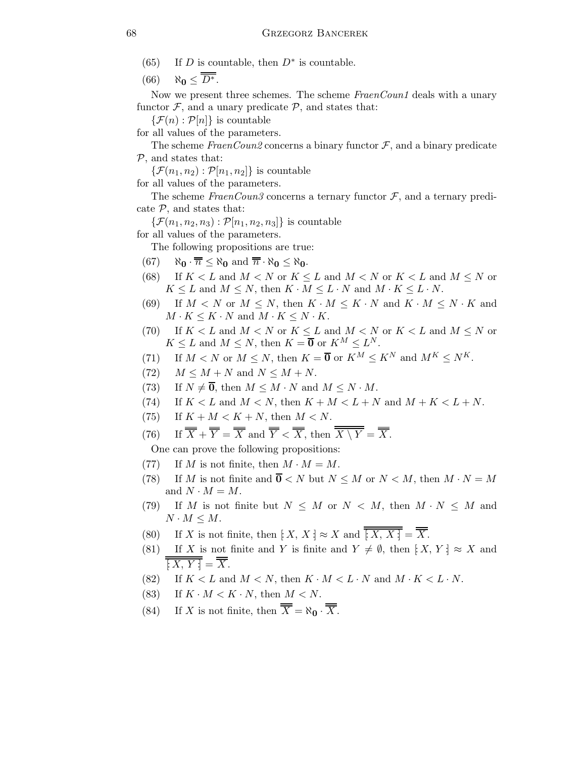(65) If $D$ is countable, then $D^*$ is countable.

(66) $\aleph_{\mathbf{0}} \leq \overline{\overline{D^*}}$.

Now we present three schemes. The scheme *FraenCoun1* deals with a unary functor $\mathcal{F}$, and a unary predicate $\mathcal{P}$, and states that:

$\{\mathcal{F}(n) : \mathcal{P}[n]\}$ is countable

for all values of the parameters.

The scheme *FraenCoun2* concerns a binary functor $\mathcal{F}$, and a binary predicate $\mathcal{P}$, and states that:

$\{\mathcal{F}(n_1, n_2) : \mathcal{P}[n_1, n_2]\}$ is countable

for all values of the parameters.

The scheme *FraenCoun3* concerns a ternary functor $\mathcal{F}$, and a ternary predicate $\mathcal{P}$, and states that:

$\{\mathcal{F}(n_1, n_2, n_3) : \mathcal{P}[n_1, n_2, n_3]\}$ is countable

for all values of the parameters.

The following propositions are true:

(67) $\aleph_{\mathbf{0}} \cdot \overline{\overline{n}} \leq \aleph_{\mathbf{0}}$ and $\overline{\overline{n}} \cdot \aleph_{\mathbf{0}} \leq \aleph_{\mathbf{0}}$.

(68) If $K < L$ and $M < N$ or $K \leq L$ and $M < N$ or $K < L$ and $M \leq N$ or $K \leq L$ and $M \leq N$, then $K \cdot M \leq L \cdot N$ and $M \cdot K \leq L \cdot N$.

(69) If $M < N$ or $M \leq N$, then $K \cdot M \leq K \cdot N$ and $K \cdot M \leq N \cdot K$ and $M \cdot K \leq K \cdot N$ and $M \cdot K \leq N \cdot K$.

(70) If $K < L$ and $M < N$ or $K \leq L$ and $M < N$ or $K < L$ and $M \leq N$ or $K \leq L$ and $M \leq N$, then $K = \overline{\mathbf{0}}$ or $K^M \leq L^N$.

(71) If $M < N$ or $M \leq N$, then $K = \overline{\mathbf{0}}$ or $K^M \leq K^N$ and $M^K \leq N^K$.

(72) $M \leq M + N$ and $N \leq M + N$.

(73) If $N \neq \overline{\mathbf{0}}$, then $M \leq M \cdot N$ and $M \leq N \cdot M$.

(74) If $K < L$ and $M < N$, then $K + M < L + N$ and $M + K < L + N$.

(75) If $K + M < K + N$, then $M < N$.

(76) If $\overline{\overline{X}} + \overline{\overline{Y}} = \overline{\overline{X}}$ and $\overline{\overline{Y}} < \overline{\overline{X}}$, then $\overline{\overline{X \setminus Y}} = \overline{\overline{X}}$.

One can prove the following propositions:

(77) If $M$ is not finite, then $M \cdot M = M$.

(78) If $M$ is not finite and $\overline{\mathbf{0}} < N$ but $N \leq M$ or $N < M$, then $M \cdot N = M$ and $N \cdot M = M$.

(79) If $M$ is not finite but $N \leq M$ or $N < M$, then $M \cdot N \leq M$ and $N \cdot M \leq M$.

(80) If $X$ is not finite, then $[\!: X, X :\!] \approx X$ and $\overline{\overline{[\!: X, X :\!]}} = \overline{\overline{X}}$.

(81) If $X$ is not finite and $Y$ is finite and $Y \neq \emptyset$, then $[\!: X, Y :\!] \approx X$ and $\overline{\overline{[\!: X, Y :\!]}} = \overline{\overline{X}}$.

(82) If $K < L$ and $M < N$, then $K \cdot M < L \cdot N$ and $M \cdot K < L \cdot N$.

(83) If $K \cdot M < K \cdot N$, then $M < N$.

(84) If $X$ is not finite, then $\overline{\overline{X}} = \aleph_{\mathbf{0}} \cdot \overline{\overline{X}}$.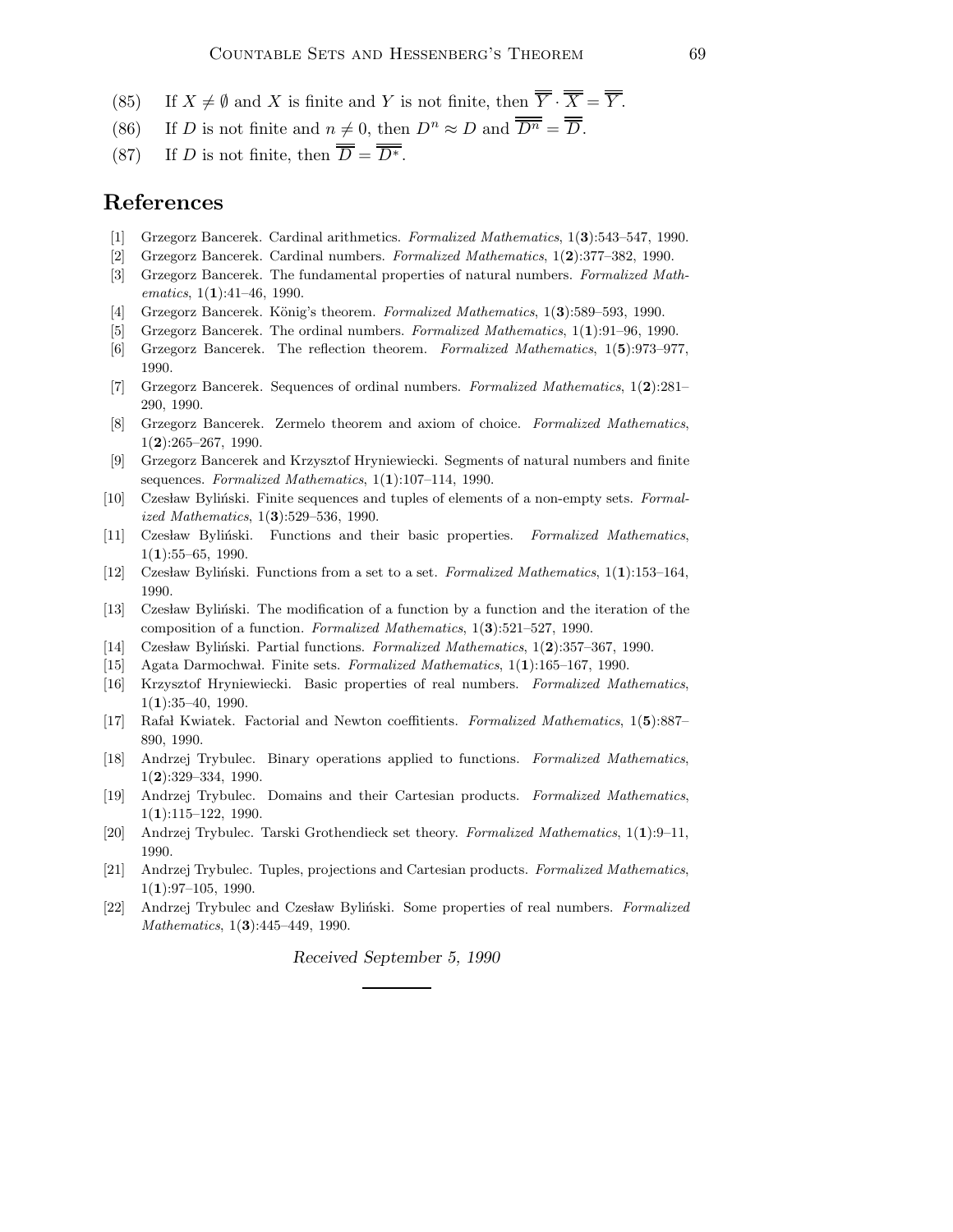(85) If $X \neq \emptyset$ and $X$ is finite and $Y$ is not finite, then $\overline{\overline{Y}} \cdot \overline{\overline{X}} = \overline{\overline{Y}}$.

(86) If $D$ is not finite and $n \neq 0$, then $D^n \approx D$ and $\overline{\overline{D^n}} = \overline{\overline{D}}$.

(87) If $D$ is not finite, then $\overline{\overline{D}} = \overline{\overline{D^*}}$.

## References

[1] Grzegorz Bancerek. Cardinal arithmetics. *Formalized Mathematics*, 1(**3**):543–547, 1990.

[2] Grzegorz Bancerek. Cardinal numbers. *Formalized Mathematics*, 1(**2**):377–382, 1990.

[3] Grzegorz Bancerek. The fundamental properties of natural numbers. *Formalized Mathematics*, 1(**1**):41–46, 1990.

[4] Grzegorz Bancerek. König's theorem. *Formalized Mathematics*, 1(**3**):589–593, 1990.

[5] Grzegorz Bancerek. The ordinal numbers. *Formalized Mathematics*, 1(**1**):91–96, 1990.

[6] Grzegorz Bancerek. The reflection theorem. *Formalized Mathematics*, 1(**5**):973–977, 1990.

[7] Grzegorz Bancerek. Sequences of ordinal numbers. *Formalized Mathematics*, 1(**2**):281–290, 1990.

[8] Grzegorz Bancerek. Zermelo theorem and axiom of choice. *Formalized Mathematics*, 1(**2**):265–267, 1990.

[9] Grzegorz Bancerek and Krzysztof Hryniewiecki. Segments of natural numbers and finite sequences. *Formalized Mathematics*, 1(**1**):107–114, 1990.

[10] Czesław Byliński. Finite sequences and tuples of elements of a non-empty sets. *Formalized Mathematics*, 1(**3**):529–536, 1990.

[11] Czesław Byliński. Functions and their basic properties. *Formalized Mathematics*, 1(**1**):55–65, 1990.

[12] Czesław Byliński. Functions from a set to a set. *Formalized Mathematics*, 1(**1**):153–164, 1990.

[13] Czesław Byliński. The modification of a function by a function and the iteration of the composition of a function. *Formalized Mathematics*, 1(**3**):521–527, 1990.

[14] Czesław Byliński. Partial functions. *Formalized Mathematics*, 1(**2**):357–367, 1990.

[15] Agata Darmochwał. Finite sets. *Formalized Mathematics*, 1(**1**):165–167, 1990.

[16] Krzysztof Hryniewiecki. Basic properties of real numbers. *Formalized Mathematics*, 1(**1**):35–40, 1990.

[17] Rafał Kwiatek. Factorial and Newton coeffitients. *Formalized Mathematics*, 1(**5**):887–890, 1990.

[18] Andrzej Trybulec. Binary operations applied to functions. *Formalized Mathematics*, 1(**2**):329–334, 1990.

[19] Andrzej Trybulec. Domains and their Cartesian products. *Formalized Mathematics*, 1(**1**):115–122, 1990.

[20] Andrzej Trybulec. Tarski Grothendieck set theory. *Formalized Mathematics*, 1(**1**):9–11, 1990.

[21] Andrzej Trybulec. Tuples, projections and Cartesian products. *Formalized Mathematics*, 1(**1**):97–105, 1990.

[22] Andrzej Trybulec and Czesław Byliński. Some properties of real numbers. *Formalized Mathematics*, 1(**3**):445–449, 1990.

*Received September 5, 1990*